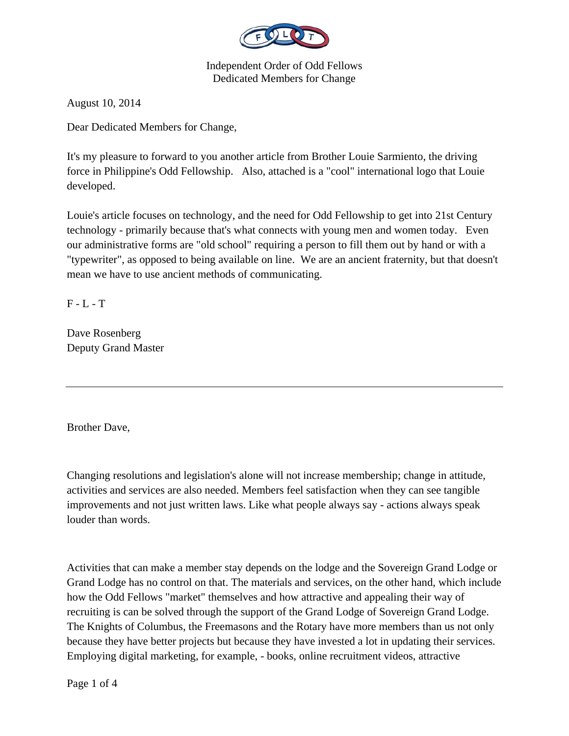Independent Order of Odd Fellows
Dedicated Members for Change

August 10, 2014

Dear Dedicated Members for Change,

It's my pleasure to forward to you another article from Brother Louie Sarmiento, the driving force in Philippine's Odd Fellowship. Also, attached is a "cool" international logo that Louie developed.

Louie's article focuses on technology, and the need for Odd Fellowship to get into 21st Century technology - primarily because that's what connects with young men and women today. Even our administrative forms are "old school" requiring a person to fill them out by hand or with a "typewriter", as opposed to being available on line. We are an ancient fraternity, but that doesn't mean we have to use ancient methods of communicating.

F - L - T

Dave Rosenberg
Deputy Grand Master

---

Brother Dave,

Changing resolutions and legislation's alone will not increase membership; change in attitude, activities and services are also needed. Members feel satisfaction when they can see tangible improvements and not just written laws. Like what people always say - actions always speak louder than words.

Activities that can make a member stay depends on the lodge and the Sovereign Grand Lodge or Grand Lodge has no control on that. The materials and services, on the other hand, which include how the Odd Fellows "market" themselves and how attractive and appealing their way of recruiting is can be solved through the support of the Grand Lodge of Sovereign Grand Lodge. The Knights of Columbus, the Freemasons and the Rotary have more members than us not only because they have better projects but because they have invested a lot in updating their services. Employing digital marketing, for example, - books, online recruitment videos, attractive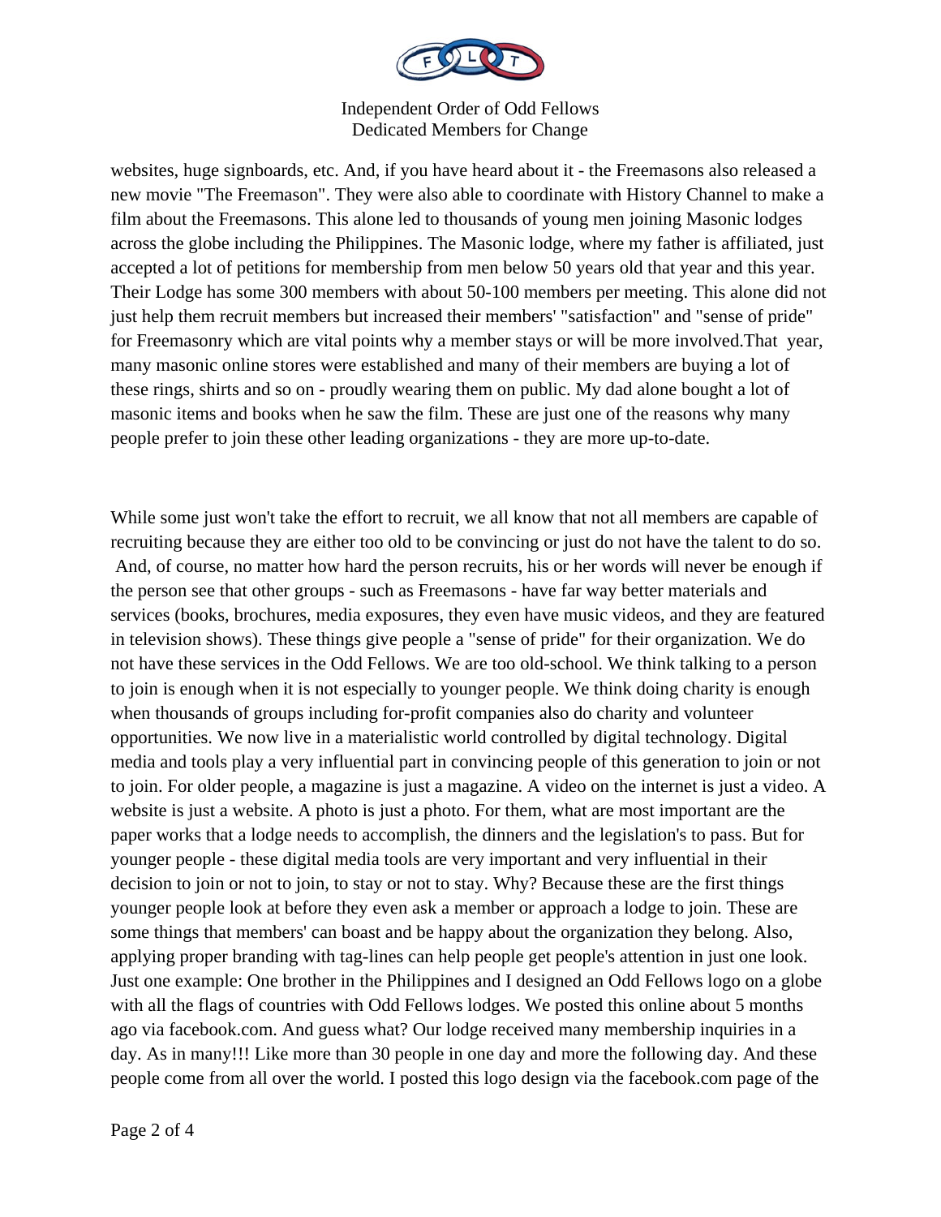websites, huge signboards, etc. And, if you have heard about it - the Freemasons also released a new movie "The Freemason". They were also able to coordinate with History Channel to make a film about the Freemasons. This alone led to thousands of young men joining Masonic lodges across the globe including the Philippines. The Masonic lodge, where my father is affiliated, just accepted a lot of petitions for membership from men below 50 years old that year and this year. Their Lodge has some 300 members with about 50-100 members per meeting. This alone did not just help them recruit members but increased their members' "satisfaction" and "sense of pride" for Freemasonry which are vital points why a member stays or will be more involved.That year, many masonic online stores were established and many of their members are buying a lot of these rings, shirts and so on - proudly wearing them on public. My dad alone bought a lot of masonic items and books when he saw the film. These are just one of the reasons why many people prefer to join these other leading organizations - they are more up-to-date.

While some just won't take the effort to recruit, we all know that not all members are capable of recruiting because they are either too old to be convincing or just do not have the talent to do so. And, of course, no matter how hard the person recruits, his or her words will never be enough if the person see that other groups - such as Freemasons - have far way better materials and services (books, brochures, media exposures, they even have music videos, and they are featured in television shows). These things give people a "sense of pride" for their organization. We do not have these services in the Odd Fellows. We are too old-school. We think talking to a person to join is enough when it is not especially to younger people. We think doing charity is enough when thousands of groups including for-profit companies also do charity and volunteer opportunities. We now live in a materialistic world controlled by digital technology. Digital media and tools play a very influential part in convincing people of this generation to join or not to join. For older people, a magazine is just a magazine. A video on the internet is just a video. A website is just a website. A photo is just a photo. For them, what are most important are the paper works that a lodge needs to accomplish, the dinners and the legislation's to pass. But for younger people - these digital media tools are very important and very influential in their decision to join or not to join, to stay or not to stay. Why? Because these are the first things younger people look at before they even ask a member or approach a lodge to join. These are some things that members' can boast and be happy about the organization they belong. Also, applying proper branding with tag-lines can help people get people's attention in just one look. Just one example: One brother in the Philippines and I designed an Odd Fellows logo on a globe with all the flags of countries with Odd Fellows lodges. We posted this online about 5 months ago via facebook.com. And guess what? Our lodge received many membership inquiries in a day. As in many!!! Like more than 30 people in one day and more the following day. And these people come from all over the world. I posted this logo design via the facebook.com page of the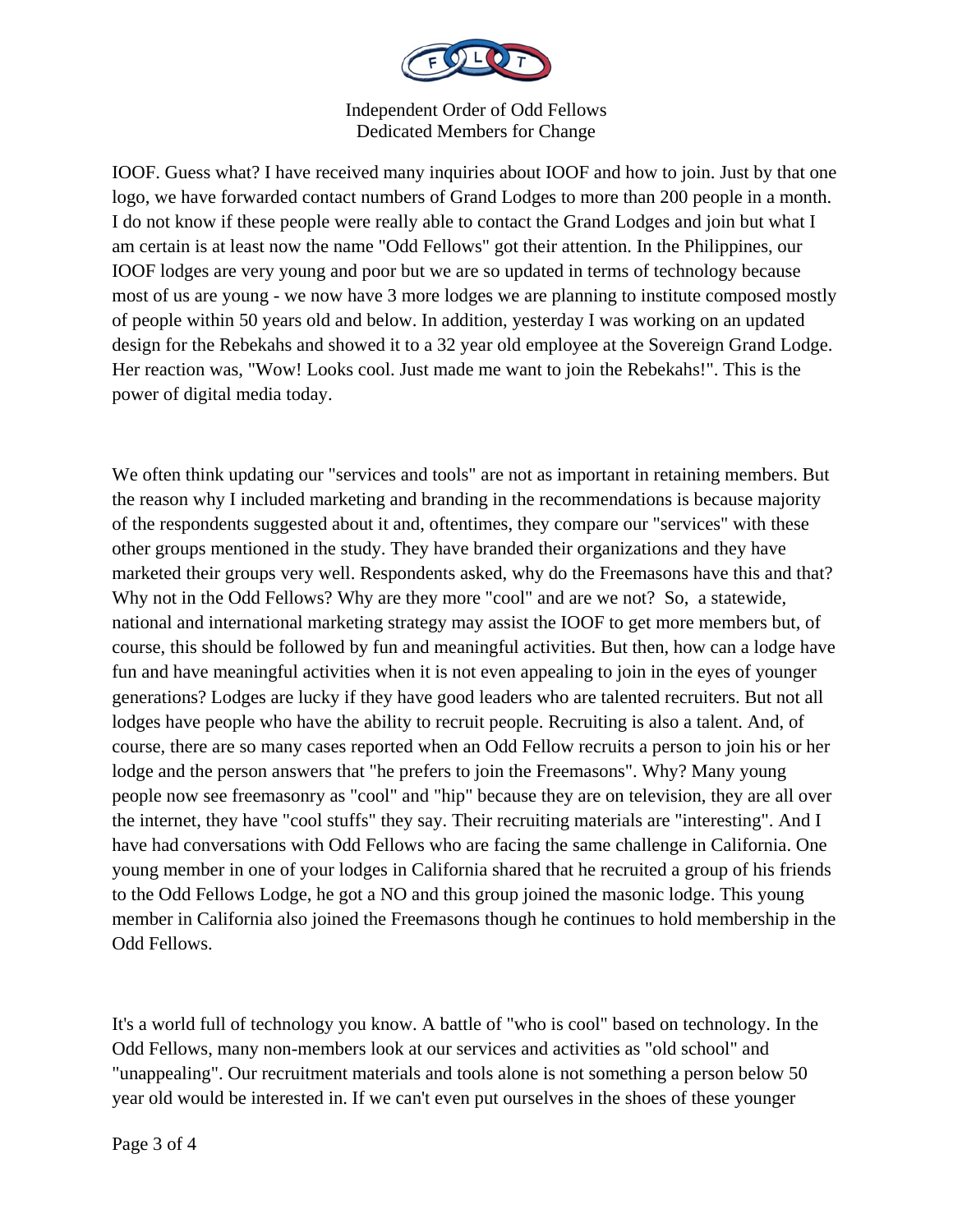IOOF. Guess what? I have received many inquiries about IOOF and how to join. Just by that one logo, we have forwarded contact numbers of Grand Lodges to more than 200 people in a month. I do not know if these people were really able to contact the Grand Lodges and join but what I am certain is at least now the name "Odd Fellows" got their attention. In the Philippines, our IOOF lodges are very young and poor but we are so updated in terms of technology because most of us are young - we now have 3 more lodges we are planning to institute composed mostly of people within 50 years old and below. In addition, yesterday I was working on an updated design for the Rebekahs and showed it to a 32 year old employee at the Sovereign Grand Lodge. Her reaction was, "Wow! Looks cool. Just made me want to join the Rebekahs!". This is the power of digital media today.

We often think updating our "services and tools" are not as important in retaining members. But the reason why I included marketing and branding in the recommendations is because majority of the respondents suggested about it and, oftentimes, they compare our "services" with these other groups mentioned in the study. They have branded their organizations and they have marketed their groups very well. Respondents asked, why do the Freemasons have this and that? Why not in the Odd Fellows? Why are they more "cool" and are we not? So, a statewide, national and international marketing strategy may assist the IOOF to get more members but, of course, this should be followed by fun and meaningful activities. But then, how can a lodge have fun and have meaningful activities when it is not even appealing to join in the eyes of younger generations? Lodges are lucky if they have good leaders who are talented recruiters. But not all lodges have people who have the ability to recruit people. Recruiting is also a talent. And, of course, there are so many cases reported when an Odd Fellow recruits a person to join his or her lodge and the person answers that "he prefers to join the Freemasons". Why? Many young people now see freemasonry as "cool" and "hip" because they are on television, they are all over the internet, they have "cool stuffs" they say. Their recruiting materials are "interesting". And I have had conversations with Odd Fellows who are facing the same challenge in California. One young member in one of your lodges in California shared that he recruited a group of his friends to the Odd Fellows Lodge, he got a NO and this group joined the masonic lodge. This young member in California also joined the Freemasons though he continues to hold membership in the Odd Fellows.

It's a world full of technology you know. A battle of "who is cool" based on technology. In the Odd Fellows, many non-members look at our services and activities as "old school" and "unappealing". Our recruitment materials and tools alone is not something a person below 50 year old would be interested in. If we can't even put ourselves in the shoes of these younger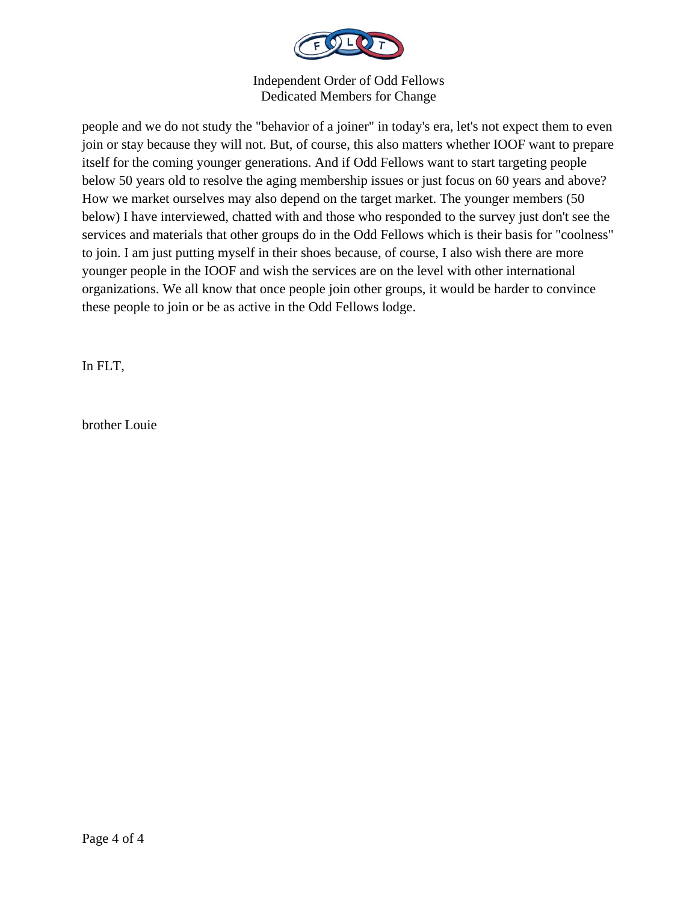people and we do not study the "behavior of a joiner" in today's era, let's not expect them to even join or stay because they will not. But, of course, this also matters whether IOOF want to prepare itself for the coming younger generations. And if Odd Fellows want to start targeting people below 50 years old to resolve the aging membership issues or just focus on 60 years and above? How we market ourselves may also depend on the target market. The younger members (50 below) I have interviewed, chatted with and those who responded to the survey just don't see the services and materials that other groups do in the Odd Fellows which is their basis for "coolness" to join. I am just putting myself in their shoes because, of course, I also wish there are more younger people in the IOOF and wish the services are on the level with other international organizations. We all know that once people join other groups, it would be harder to convince these people to join or be as active in the Odd Fellows lodge.

In FLT,

brother Louie